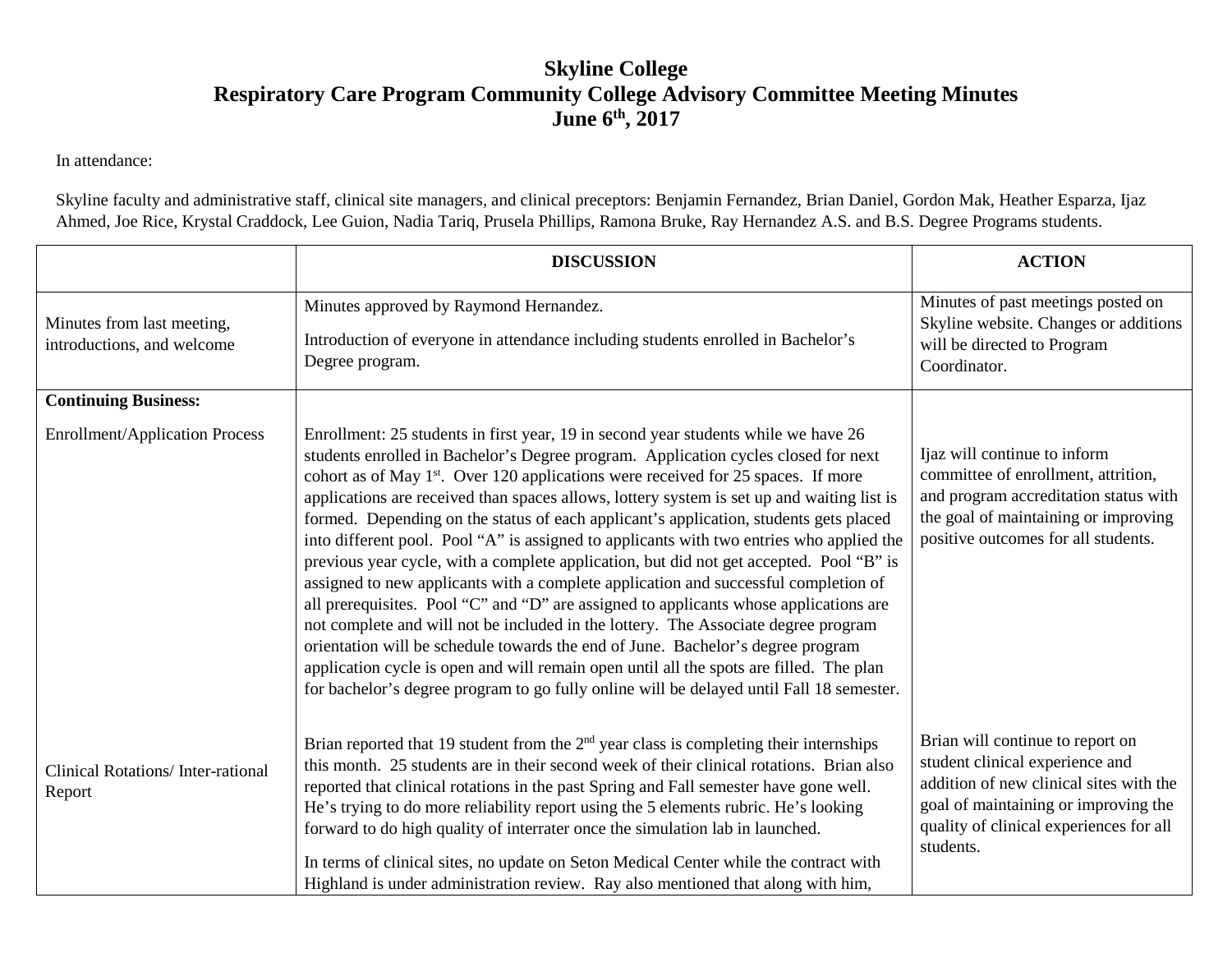# Skyline College
## Respiratory Care Program Community College Advisory Committee Meeting Minutes
## June 6th, 2017

In attendance:

Skyline faculty and administrative staff, clinical site managers, and clinical preceptors: Benjamin Fernandez, Brian Daniel, Gordon Mak, Heather Esparza, Ijaz Ahmed, Joe Rice, Krystal Craddock, Lee Guion, Nadia Tariq, Prusela Phillips, Ramona Bruke, Ray Hernandez A.S. and B.S. Degree Programs students.

| | DISCUSSION | ACTION |
|---|---|---|
| Minutes from last meeting, introductions, and welcome | Minutes approved by Raymond Hernandez.<br><br>Introduction of everyone in attendance including students enrolled in Bachelor's Degree program. | Minutes of past meetings posted on Skyline website. Changes or additions will be directed to Program Coordinator. |
| **Continuing Business:**<br><br>Enrollment/Application Process | Enrollment: 25 students in first year, 19 in second year students while we have 26 students enrolled in Bachelor's Degree program. Application cycles closed for next cohort as of May 1st. Over 120 applications were received for 25 spaces. If more applications are received than spaces allows, lottery system is set up and waiting list is formed. Depending on the status of each applicant's application, students gets placed into different pool. Pool "A" is assigned to applicants with two entries who applied the previous year cycle, with a complete application, but did not get accepted. Pool "B" is assigned to new applicants with a complete application and successful completion of all prerequisites. Pool "C" and "D" are assigned to applicants whose applications are not complete and will not be included in the lottery. The Associate degree program orientation will be schedule towards the end of June. Bachelor's degree program application cycle is open and will remain open until all the spots are filled. The plan for bachelor's degree program to go fully online will be delayed until Fall 18 semester. | Ijaz will continue to inform committee of enrollment, attrition, and program accreditation status with the goal of maintaining or improving positive outcomes for all students. |
| Clinical Rotations/ Inter-rational Report | Brian reported that 19 student from the 2nd year class is completing their internships this month. 25 students are in their second week of their clinical rotations. Brian also reported that clinical rotations in the past Spring and Fall semester have gone well. He's trying to do more reliability report using the 5 elements rubric. He's looking forward to do high quality of interrater once the simulation lab in launched.<br><br>In terms of clinical sites, no update on Seton Medical Center while the contract with Highland is under administration review. Ray also mentioned that along with him, | Brian will continue to report on student clinical experience and addition of new clinical sites with the goal of maintaining or improving the quality of clinical experiences for all students. |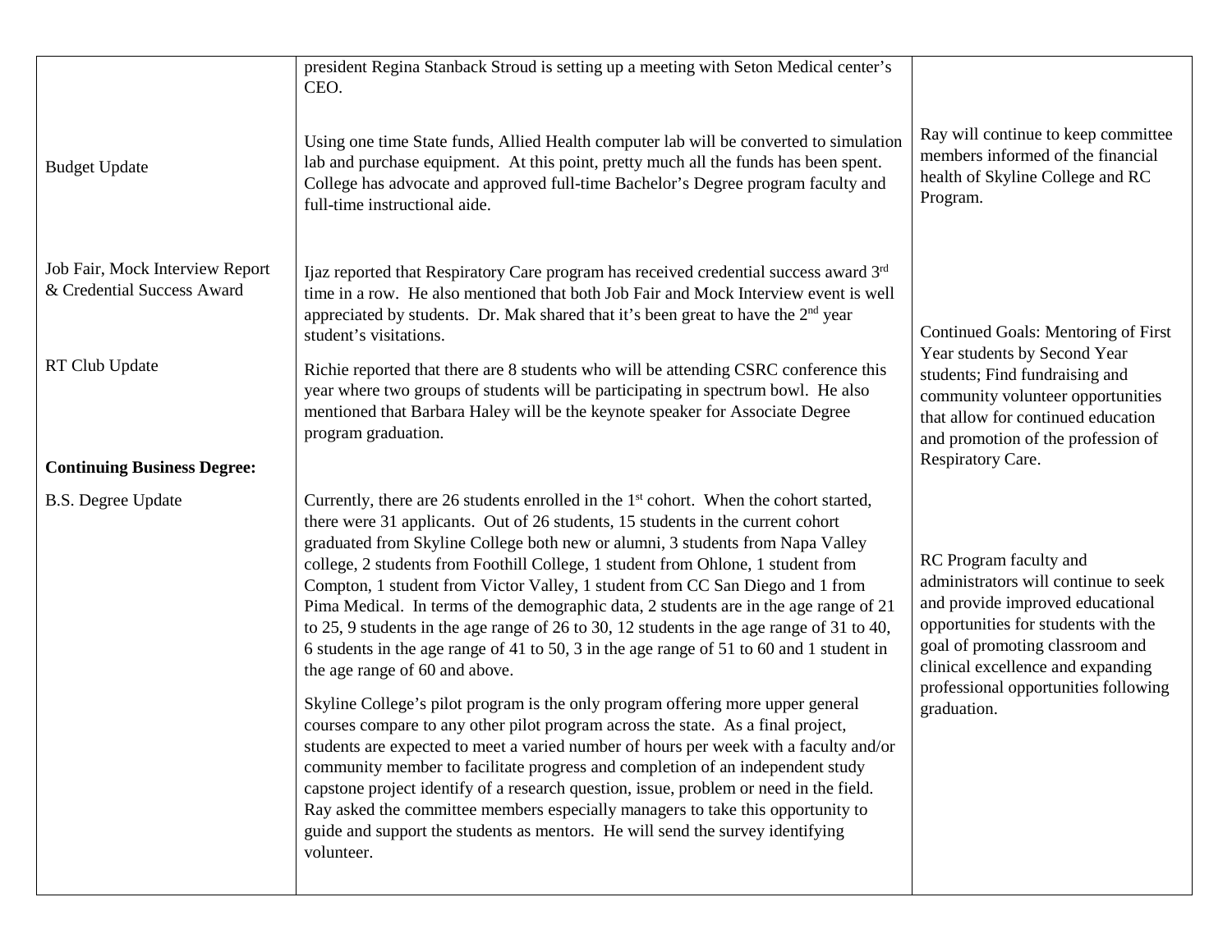| | | |
|---|---|---|
| | president Regina Stanback Stroud is setting up a meeting with Seton Medical center's CEO. | |
| Budget Update | Using one time State funds, Allied Health computer lab will be converted to simulation lab and purchase equipment. At this point, pretty much all the funds has been spent. College has advocate and approved full-time Bachelor's Degree program faculty and full-time instructional aide. | Ray will continue to keep committee members informed of the financial health of Skyline College and RC Program. |
| Job Fair, Mock Interview Report & Credential Success Award | Ijaz reported that Respiratory Care program has received credential success award 3rd time in a row. He also mentioned that both Job Fair and Mock Interview event is well appreciated by students. Dr. Mak shared that it's been great to have the 2nd year student's visitations. | Continued Goals: Mentoring of First Year students by Second Year students; Find fundraising and community volunteer opportunities that allow for continued education and promotion of the profession of Respiratory Care. |
| RT Club Update | Richie reported that there are 8 students who will be attending CSRC conference this year where two groups of students will be participating in spectrum bowl. He also mentioned that Barbara Haley will be the keynote speaker for Associate Degree program graduation. | |
| **Continuing Business Degree:** | | |
| B.S. Degree Update | Currently, there are 26 students enrolled in the 1st cohort. When the cohort started, there were 31 applicants. Out of 26 students, 15 students in the current cohort graduated from Skyline College both new or alumni, 3 students from Napa Valley college, 2 students from Foothill College, 1 student from Ohlone, 1 student from Compton, 1 student from Victor Valley, 1 student from CC San Diego and 1 from Pima Medical. In terms of the demographic data, 2 students are in the age range of 21 to 25, 9 students in the age range of 26 to 30, 12 students in the age range of 31 to 40, 6 students in the age range of 41 to 50, 3 in the age range of 51 to 60 and 1 student in the age range of 60 and above.<br><br>Skyline College's pilot program is the only program offering more upper general courses compare to any other pilot program across the state. As a final project, students are expected to meet a varied number of hours per week with a faculty and/or community member to facilitate progress and completion of an independent study capstone project identify of a research question, issue, problem or need in the field. Ray asked the committee members especially managers to take this opportunity to guide and support the students as mentors. He will send the survey identifying volunteer. | RC Program faculty and administrators will continue to seek and provide improved educational opportunities for students with the goal of promoting classroom and clinical excellence and expanding professional opportunities following graduation. |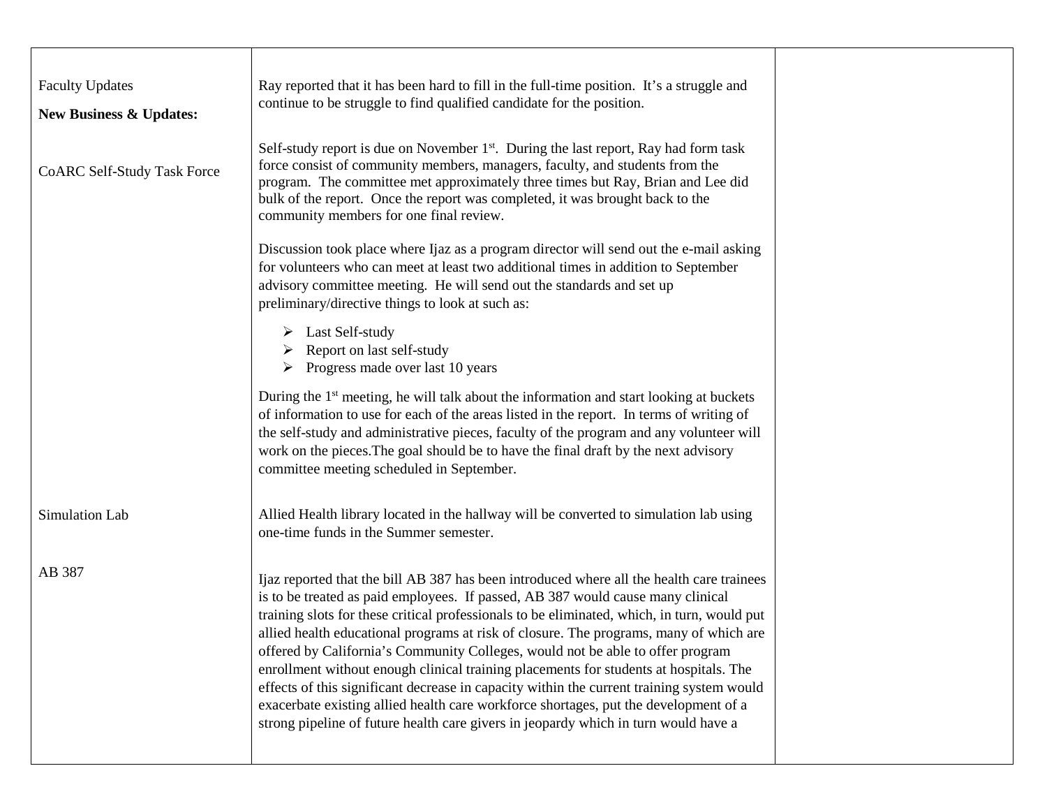| | | |
|---|---|---|
| Faculty Updates<br><br>**New Business & Updates:** | Ray reported that it has been hard to fill in the full-time position. It's a struggle and continue to be struggle to find qualified candidate for the position. | |
| CoARC Self-Study Task Force | Self-study report is due on November 1st. During the last report, Ray had form task force consist of community members, managers, faculty, and students from the program. The committee met approximately three times but Ray, Brian and Lee did bulk of the report. Once the report was completed, it was brought back to the community members for one final review.<br><br>Discussion took place where Ijaz as a program director will send out the e-mail asking for volunteers who can meet at least two additional times in addition to September advisory committee meeting. He will send out the standards and set up preliminary/directive things to look at such as:<br><br>➢ Last Self-study<br>➢ Report on last self-study<br>➢ Progress made over last 10 years<br><br>During the 1st meeting, he will talk about the information and start looking at buckets of information to use for each of the areas listed in the report. In terms of writing of the self-study and administrative pieces, faculty of the program and any volunteer will work on the pieces.The goal should be to have the final draft by the next advisory committee meeting scheduled in September. | |
| Simulation Lab | Allied Health library located in the hallway will be converted to simulation lab using one-time funds in the Summer semester. | |
| AB 387 | Ijaz reported that the bill AB 387 has been introduced where all the health care trainees is to be treated as paid employees. If passed, AB 387 would cause many clinical training slots for these critical professionals to be eliminated, which, in turn, would put allied health educational programs at risk of closure. The programs, many of which are offered by California's Community Colleges, would not be able to offer program enrollment without enough clinical training placements for students at hospitals. The effects of this significant decrease in capacity within the current training system would exacerbate existing allied health care workforce shortages, put the development of a strong pipeline of future health care givers in jeopardy which in turn would have a | |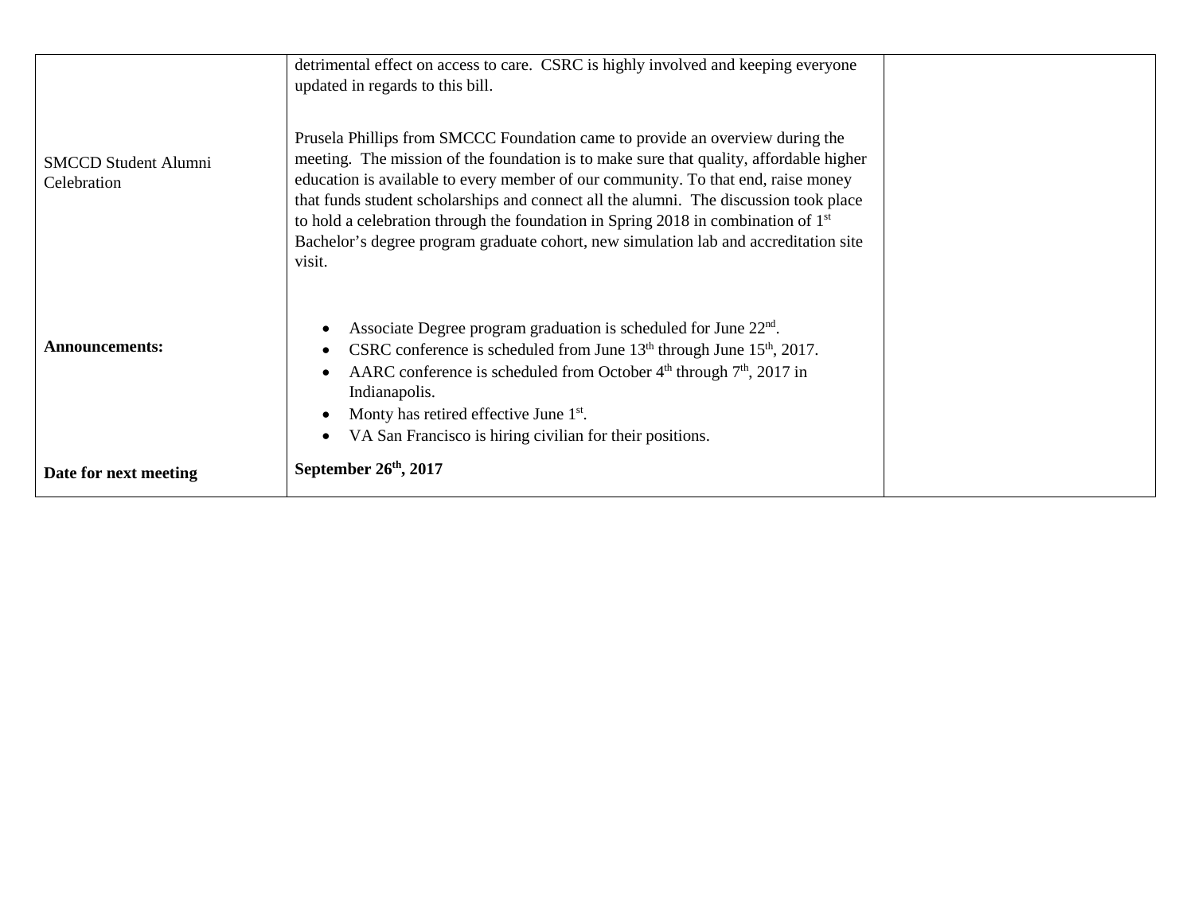| | | |
|---|---|---|
| | detrimental effect on access to care. CSRC is highly involved and keeping everyone updated in regards to this bill. | |
| SMCCD Student Alumni Celebration | Prusela Phillips from SMCCC Foundation came to provide an overview during the meeting. The mission of the foundation is to make sure that quality, affordable higher education is available to every member of our community. To that end, raise money that funds student scholarships and connect all the alumni. The discussion took place to hold a celebration through the foundation in Spring 2018 in combination of 1st Bachelor's degree program graduate cohort, new simulation lab and accreditation site visit. | |
| **Announcements:** | • Associate Degree program graduation is scheduled for June 22nd.<br>• CSRC conference is scheduled from June 13th through June 15th, 2017.<br>• AARC conference is scheduled from October 4th through 7th, 2017 in Indianapolis.<br>• Monty has retired effective June 1st.<br>• VA San Francisco is hiring civilian for their positions. | |
| **Date for next meeting** | **September 26th, 2017** | |